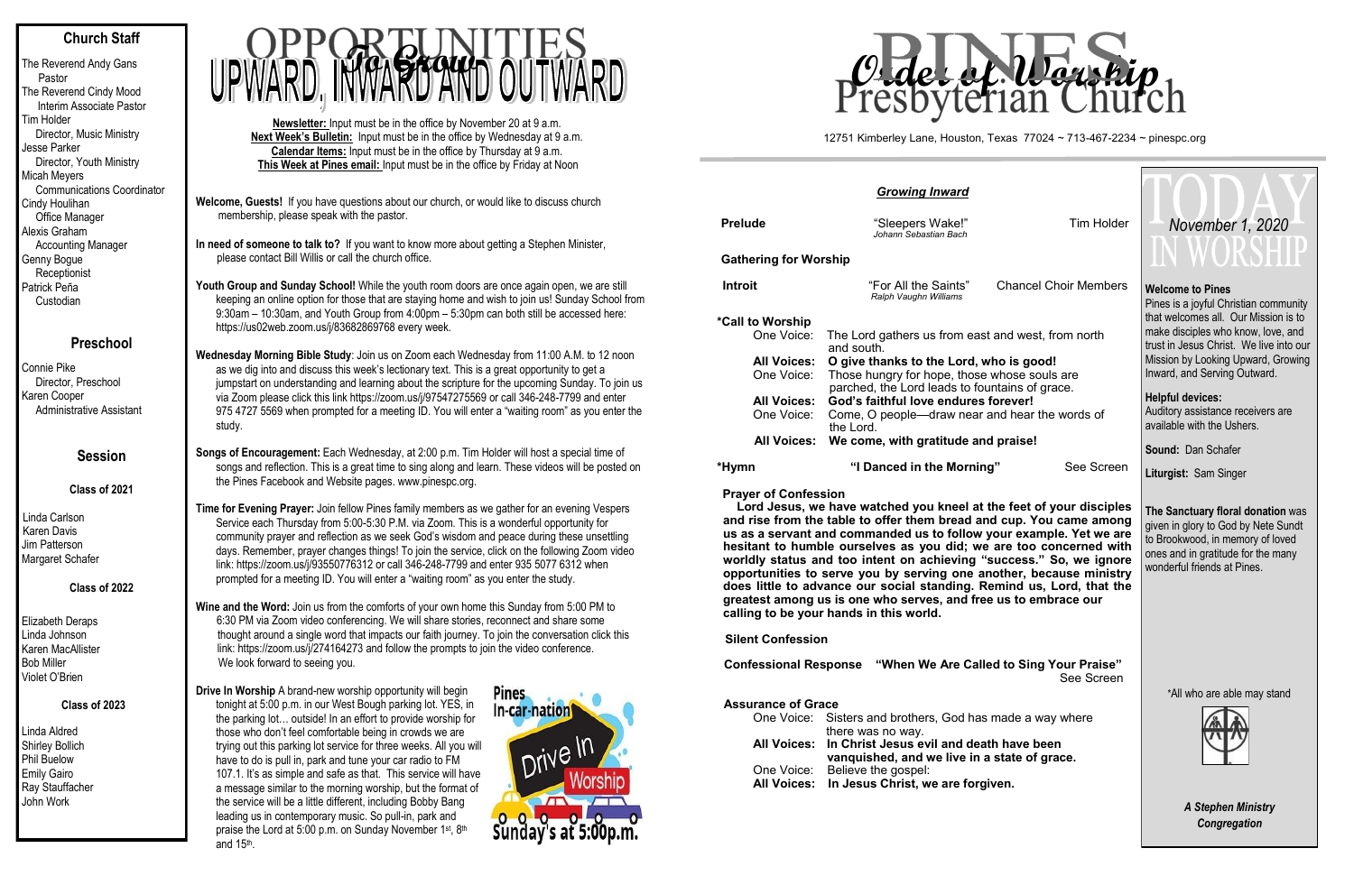## Church Staff

The Reverend Andy Gans
Pastor
The Reverend Cindy Mood
Interim Associate Pastor
Tim Holder
Director, Music Ministry
Jesse Parker
Director, Youth Ministry
Micah Meyers
Communications Coordinator
Cindy Houlihan
Office Manager
Alexis Graham
Accounting Manager
Genny Bogue
Receptionist
Patrick Peña
Custodian

## Preschool

Connie Pike
Director, Preschool
Karen Cooper
Administrative Assistant

## Session

### Class of 2021

Linda Carlson
Karen Davis
Jim Patterson
Margaret Schafer

### Class of 2022

Elizabeth Deraps
Linda Johnson
Karen MacAllister
Bob Miller
Violet O'Brien

### Class of 2023

Linda Aldred
Shirley Bollich
Phil Buelow
Emily Gairo
Ray Stauffacher
John Work

# Opportunities To Grow
# Upward, Inward and Outward

**Newsletter:** Input must be in the office by November 20 at 9 a.m.
**Next Week's Bulletin:** Input must be in the office by Wednesday at 9 a.m.
**Calendar Items:** Input must be in the office by Thursday at 9 a.m.
**This Week at Pines email:** Input must be in the office by Friday at Noon

**Welcome, Guests!** If you have questions about our church, or would like to discuss church membership, please speak with the pastor.

**In need of someone to talk to?** If you want to know more about getting a Stephen Minister, please contact Bill Willis or call the church office.

**Youth Group and Sunday School!** While the youth room doors are once again open, we are still keeping an online option for those that are staying home and wish to join us! Sunday School from 9:30am – 10:30am, and Youth Group from 4:00pm – 5:30pm can both still be accessed here: https://us02web.zoom.us/j/83682869768 every week.

**Wednesday Morning Bible Study**: Join us on Zoom each Wednesday from 11:00 A.M. to 12 noon as we dig into and discuss this week's lectionary text. This is a great opportunity to get a jumpstart on understanding and learning about the scripture for the upcoming Sunday. To join us via Zoom please click this link https://zoom.us/j/97547275569 or call 346-248-7799 and enter 975 4727 5569 when prompted for a meeting ID. You will enter a "waiting room" as you enter the study.

**Songs of Encouragement:** Each Wednesday, at 2:00 p.m. Tim Holder will host a special time of songs and reflection. This is a great time to sing along and learn. These videos will be posted on the Pines Facebook and Website pages. www.pinespc.org.

**Time for Evening Prayer:** Join fellow Pines family members as we gather for an evening Vespers Service each Thursday from 5:00-5:30 P.M. via Zoom. This is a wonderful opportunity for community prayer and reflection as we seek God's wisdom and peace during these unsettling days. Remember, prayer changes things! To join the service, click on the following Zoom video link: https://zoom.us/j/93550776312 or call 346-248-7799 and enter 935 5077 6312 when prompted for a meeting ID. You will enter a "waiting room" as you enter the study.

**Wine and the Word:** Join us from the comforts of your own home this Sunday from 5:00 PM to 6:30 PM via Zoom video conferencing. We will share stories, reconnect and share some thought around a single word that impacts our faith journey. To join the conversation click this link: https://zoom.us/j/274164273 and follow the prompts to join the video conference. We look forward to seeing you.

**Drive In Worship** A brand-new worship opportunity will begin tonight at 5:00 p.m. in our West Bough parking lot. YES, in the parking lot… outside! In an effort to provide worship for those who don't feel comfortable being in crowds we are trying out this parking lot service for three weeks. All you will have to do is pull in, park and tune your car radio to FM 107.1. It's as simple and safe as that. This service will have a message similar to the morning worship, but the format of the service will be a little different, including Bobby Bang leading us in contemporary music. So pull-in, park and praise the Lord at 5:00 p.m. on Sunday November 1st, 8th and 15th.

Pines In-car-nation Drive In Worship Sunday's at 5:00p.m.

# Pines Presbyterian Church
## Order of Worship

12751 Kimberley Lane, Houston, Texas 77024 ~ 713-467-2234 ~ pinespc.org

### *Growing Inward*

**Prelude** — "Sleepers Wake!" *Johann Sebastian Bach* — Tim Holder

**Gathering for Worship**

**Introit** — "For All the Saints" *Ralph Vaughn Williams* — Chancel Choir Members

**\*Call to Worship**
One Voice: The Lord gathers us from east and west, from north and south.
**All Voices: O give thanks to the Lord, who is good!**
One Voice: Those hungry for hope, those whose souls are parched, the Lord leads to fountains of grace.
**All Voices: God's faithful love endures forever!**
One Voice: Come, O people—draw near and hear the words of the Lord.
**All Voices: We come, with gratitude and praise!**

**\*Hymn** — **"I Danced in the Morning"** — See Screen

**Prayer of Confession**
**Lord Jesus, we have watched you kneel at the feet of your disciples and rise from the table to offer them bread and cup. You came among us as a servant and commanded us to follow your example. Yet we are hesitant to humble ourselves as you did; we are too concerned with worldly status and too intent on achieving "success." So, we ignore opportunities to serve you by serving one another, because ministry does little to advance our social standing. Remind us, Lord, that the greatest among us is one who serves, and free us to embrace our calling to be your hands in this world.**

**Silent Confession**

**Confessional Response** — **"When We Are Called to Sing Your Praise"** — See Screen

**Assurance of Grace**
One Voice: Sisters and brothers, God has made a way where there was no way.
**All Voices: In Christ Jesus evil and death have been vanquished, and we live in a state of grace.**
One Voice: Believe the gospel:
**All Voices: In Jesus Christ, we are forgiven.**

# Today in Worship
## *November 1, 2020*

**Welcome to Pines**
Pines is a joyful Christian community that welcomes all. Our Mission is to make disciples who know, love, and trust in Jesus Christ. We live into our Mission by Looking Upward, Growing Inward, and Serving Outward.

**Helpful devices:**
Auditory assistance receivers are available with the Ushers.

**Sound:** Dan Schafer

**Liturgist:** Sam Singer

**The Sanctuary floral donation** was given in glory to God by Nete Sundt to Brookwood, in memory of loved ones and in gratitude for the many wonderful friends at Pines.

\*All who are able may stand

***A Stephen Ministry Congregation***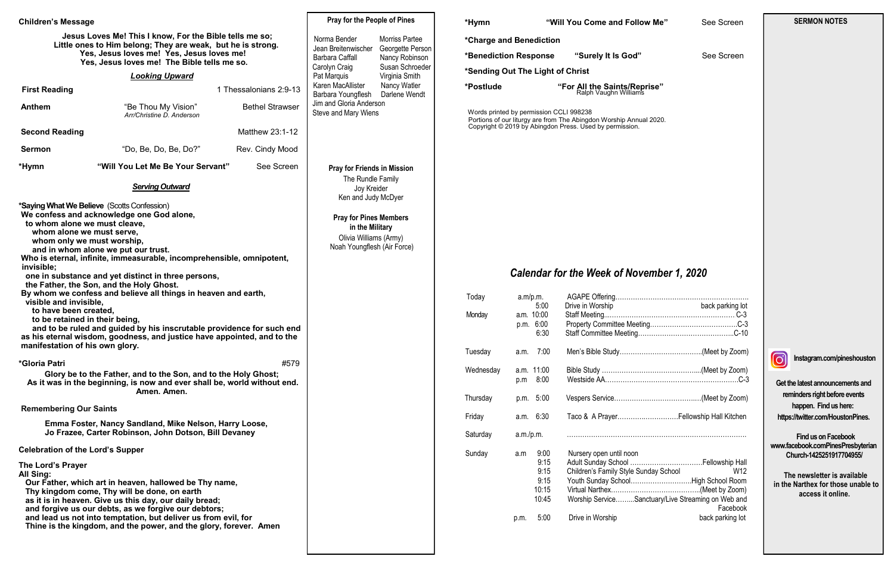**Children's Message**

**Jesus Loves Me! This I know, For the Bible tells me so;**
**Little ones to Him belong; They are weak, but he is strong.**
**Yes, Jesus loves me! Yes, Jesus loves me!**
**Yes, Jesus loves me! The Bible tells me so.**

***Looking Upward***

**First Reading** — 1 Thessalonians 2:9-13

**Anthem** — "Be Thou My Vision" *Arr/Christine D. Anderson* — Bethel Strawser

**Second Reading** — Matthew 23:1-12

**Sermon** — "Do, Be, Do, Be, Do?" — Rev. Cindy Mood

**\*Hymn** — **"Will You Let Me Be Your Servant"** — See Screen

***Serving Outward***

**\*Saying What We Believe** (Scotts Confession)

**We confess and acknowledge one God alone,**
**to whom alone we must cleave,**
**whom alone we must serve,**
**whom only we must worship,**
**and in whom alone we put our trust.**
**Who is eternal, infinite, immeasurable, incomprehensible, omnipotent, invisible;**
**one in substance and yet distinct in three persons,**
**the Father, the Son, and the Holy Ghost.**
**By whom we confess and believe all things in heaven and earth,**
**visible and invisible,**
**to have been created,**
**to be retained in their being,**
**and to be ruled and guided by his inscrutable providence for such end as his eternal wisdom, goodness, and justice have appointed, and to the manifestation of his own glory.**

**\*Gloria Patri** — #579

**Glory be to the Father, and to the Son, and to the Holy Ghost;**
**As it was in the beginning, is now and ever shall be, world without end.**
**Amen. Amen.**

**Remembering Our Saints**

**Emma Foster, Nancy Sandland, Mike Nelson, Harry Loose,**
**Jo Frazee, Carter Robinson, John Dotson, Bill Devaney**

**Celebration of the Lord's Supper**

**The Lord's Prayer**
**All Sing:**
**Our Father, which art in heaven, hallowed be Thy name,**
**Thy kingdom come, Thy will be done, on earth**
**as it is in heaven. Give us this day, our daily bread;**
**and forgive us our debts, as we forgive our debtors;**
**and lead us not into temptation, but deliver us from evil, for**
**Thine is the kingdom, and the power, and the glory, forever. Amen**

**Pray for the People of Pines**

| | |
|---|---|
| Norma Bender | Morriss Partee |
| Jean Breitenwischer | Georgette Person |
| Barbara Caffall | Nancy Robinson |
| Carolyn Craig | Susan Schroeder |
| Pat Marquis | Virginia Smith |
| Karen MacAllister | Nancy Watler |
| Barbara Youngflesh | Darlene Wendt |

Jim and Gloria Anderson
Steve and Mary Wiens

**Pray for Friends in Mission**

The Rundle Family
Joy Kreider
Ken and Judy McDyer

**Pray for Pines Members in the Military**

Olivia Williams (Army)
Noah Youngflesh (Air Force)

**\*Hymn** — **"Will You Come and Follow Me"** — See Screen

**\*Charge and Benediction**

**\*Benediction Response** — **"Surely It Is God"** — See Screen

**\*Sending Out The Light of Christ**

**\*Postlude** — **"For All the Saints/Reprise"** Ralph Vaughn Williams

Words printed by permission CCLI 998238
Portions of our liturgy are from The Abingdon Worship Annual 2020.
Copyright © 2019 by Abingdon Press. Used by permission.

## *Calendar for the Week of November 1, 2020*

| | | | |
|---|---|---|---|
| Today | a.m/p.m. | AGAPE Offering | |
| | 5:00 | Drive in Worship | back parking lot |
| Monday | a.m. 10:00 | Staff Meeting | C-3 |
| | p.m. 6:00 | Property Committee Meeting | C-3 |
| | 6:30 | Staff Committee Meeting | C-10 |
| Tuesday | a.m. 7:00 | Men's Bible Study | (Meet by Zoom) |
| Wednesday | a.m. 11:00 | Bible Study | (Meet by Zoom) |
| | p.m 8:00 | Westside AA | C-3 |
| Thursday | p.m. 5:00 | Vespers Service | (Meet by Zoom) |
| Friday | a.m. 6:30 | Taco & A Prayer | Fellowship Hall Kitchen |
| Saturday | a.m./p.m. | | |
| Sunday | a.m 9:00 | Nursery open until noon | |
| | 9:15 | Adult Sunday School | Fellowship Hall |
| | 9:15 | Children's Family Style Sunday School | W12 |
| | 9:15 | Youth Sunday School | High School Room |
| | 10:15 | Virtual Narthex | (Meet by Zoom) |
| | 10:45 | Worship Service | Sanctuary/Live Streaming on Web and Facebook |
| | p.m. 5:00 | Drive in Worship | back parking lot |

**SERMON NOTES**

**Instagram.com/pineshouston**

**Get the latest announcements and reminders right before events happen. Find us here: https://twitter.com/HoustonPines.**

**Find us on Facebook www.facebook.comPinesPresbyterian Church-1425251917704955/**

**The newsletter is available in the Narthex for those unable to access it online.**